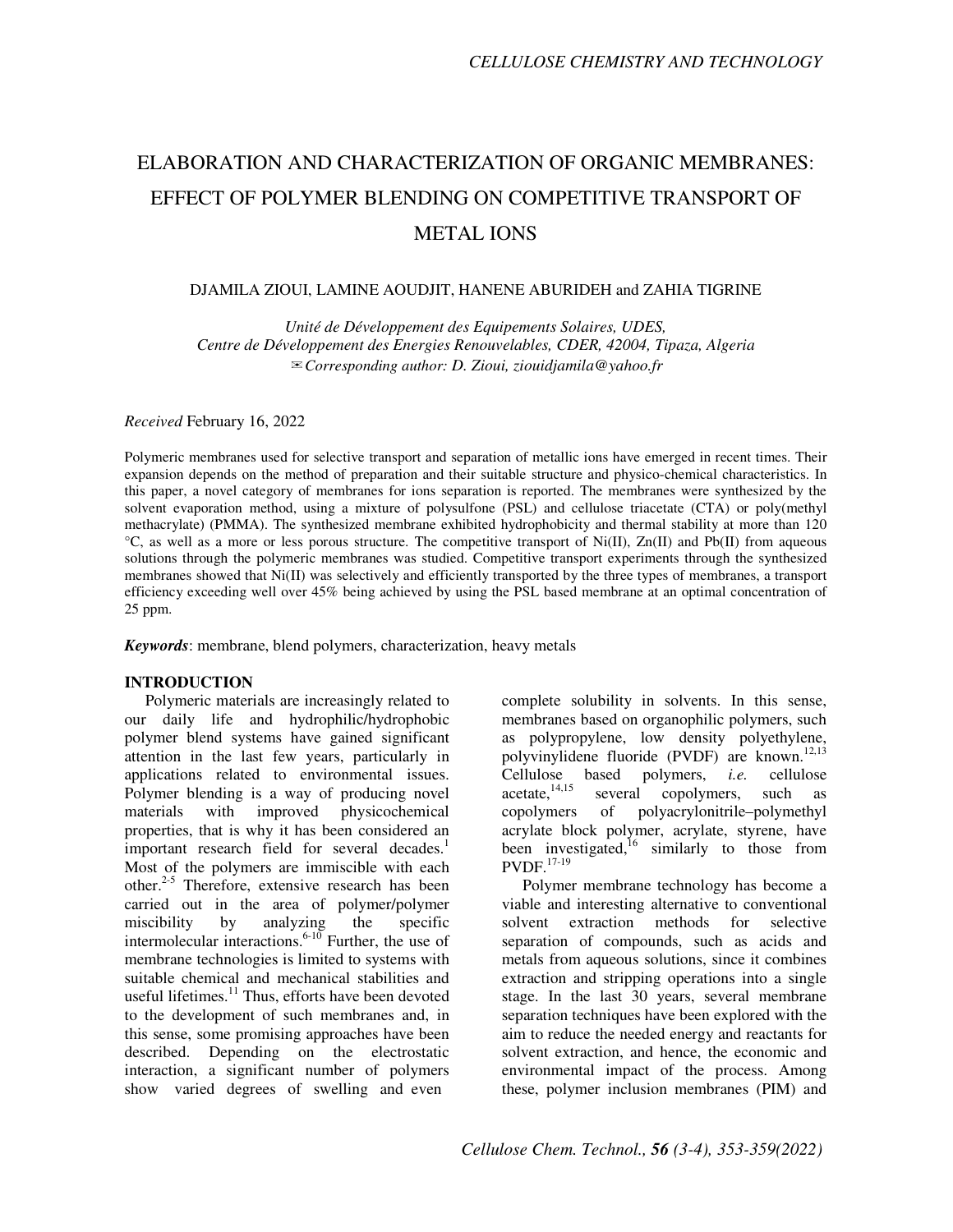# ELABORATION AND CHARACTERIZATION OF ORGANIC MEMBRANES: EFFECT OF POLYMER BLENDING ON COMPETITIVE TRANSPORT OF METAL IONS

DJAMILA ZIOUI, LAMINE AOUDJIT, HANENE ABURIDEH and ZAHIA TIGRINE

*Unité de Développement des Equipements Solaires, UDES,*
*Centre de Développement des Energies Renouvelables, CDER, 42004, Tipaza, Algeria*
*✉Corresponding author: D. Zioui, ziouidjamila@yahoo.fr*

*Received* February 16, 2022

Polymeric membranes used for selective transport and separation of metallic ions have emerged in recent times. Their expansion depends on the method of preparation and their suitable structure and physico-chemical characteristics. In this paper, a novel category of membranes for ions separation is reported. The membranes were synthesized by the solvent evaporation method, using a mixture of polysulfone (PSL) and cellulose triacetate (CTA) or poly(methyl methacrylate) (PMMA). The synthesized membrane exhibited hydrophobicity and thermal stability at more than 120 °C, as well as a more or less porous structure. The competitive transport of Ni(II), Zn(II) and Pb(II) from aqueous solutions through the polymeric membranes was studied. Competitive transport experiments through the synthesized membranes showed that Ni(II) was selectively and efficiently transported by the three types of membranes, a transport efficiency exceeding well over 45% being achieved by using the PSL based membrane at an optimal concentration of 25 ppm.

***Keywords***: membrane, blend polymers, characterization, heavy metals

## INTRODUCTION

Polymeric materials are increasingly related to our daily life and hydrophilic/hydrophobic polymer blend systems have gained significant attention in the last few years, particularly in applications related to environmental issues. Polymer blending is a way of producing novel materials with improved physicochemical properties, that is why it has been considered an important research field for several decades.[1] Most of the polymers are immiscible with each other.[2-5] Therefore, extensive research has been carried out in the area of polymer/polymer miscibility by analyzing the specific intermolecular interactions.[6-10] Further, the use of membrane technologies is limited to systems with suitable chemical and mechanical stabilities and useful lifetimes.[11] Thus, efforts have been devoted to the development of such membranes and, in this sense, some promising approaches have been described. Depending on the electrostatic interaction, a significant number of polymers show varied degrees of swelling and even complete solubility in solvents. In this sense, membranes based on organophilic polymers, such as polypropylene, low density polyethylene, polyvinylidene fluoride (PVDF) are known.[12,13] Cellulose based polymers, *i.e.* cellulose acetate,[14,15] several copolymers, such as copolymers of polyacrylonitrile–polymethyl acrylate block polymer, acrylate, styrene, have been investigated,[16] similarly to those from PVDF.[17-19]

Polymer membrane technology has become a viable and interesting alternative to conventional solvent extraction methods for selective separation of compounds, such as acids and metals from aqueous solutions, since it combines extraction and stripping operations into a single stage. In the last 30 years, several membrane separation techniques have been explored with the aim to reduce the needed energy and reactants for solvent extraction, and hence, the economic and environmental impact of the process. Among these, polymer inclusion membranes (PIM) and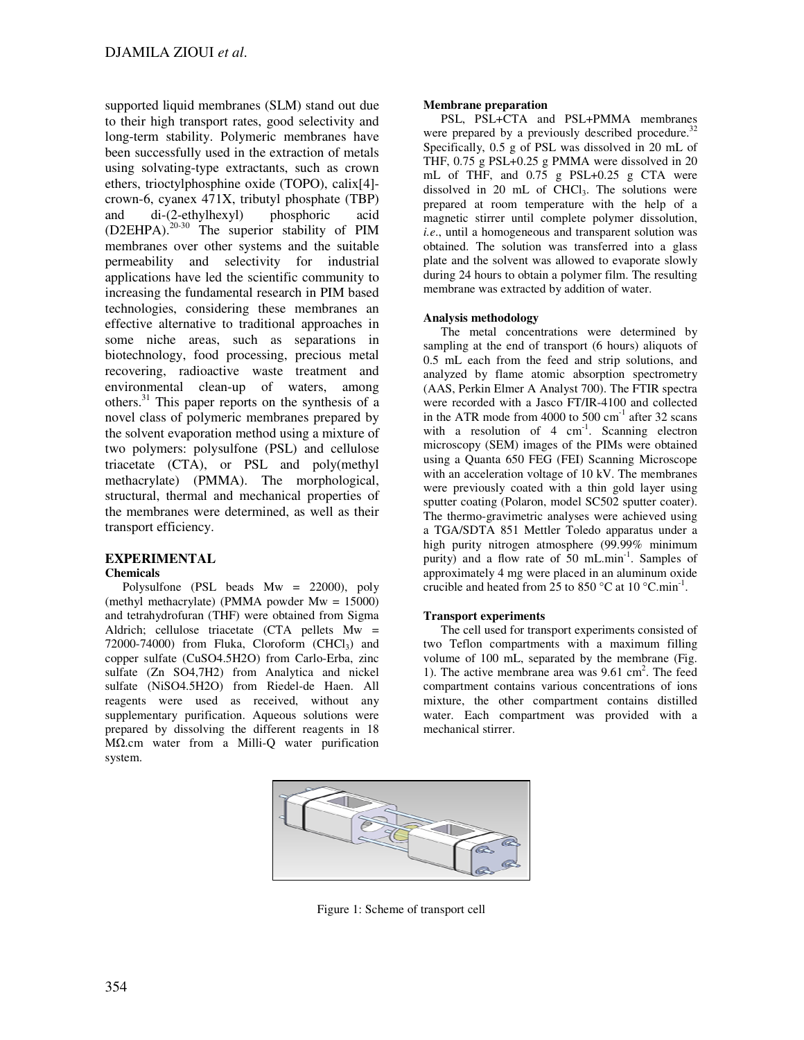supported liquid membranes (SLM) stand out due to their high transport rates, good selectivity and long-term stability. Polymeric membranes have been successfully used in the extraction of metals using solvating-type extractants, such as crown ethers, trioctylphosphine oxide (TOPO), calix[4]-crown-6, cyanex 471X, tributyl phosphate (TBP) and di-(2-ethylhexyl) phosphoric acid (D2EHPA).[20-30] The superior stability of PIM membranes over other systems and the suitable permeability and selectivity for industrial applications have led the scientific community to increasing the fundamental research in PIM based technologies, considering these membranes an effective alternative to traditional approaches in some niche areas, such as separations in biotechnology, food processing, precious metal recovering, radioactive waste treatment and environmental clean-up of waters, among others.[31] This paper reports on the synthesis of a novel class of polymeric membranes prepared by the solvent evaporation method using a mixture of two polymers: polysulfone (PSL) and cellulose triacetate (CTA), or PSL and poly(methyl methacrylate) (PMMA). The morphological, structural, thermal and mechanical properties of the membranes were determined, as well as their transport efficiency.

## EXPERIMENTAL

### Chemicals

Polysulfone (PSL beads Mw = 22000), poly (methyl methacrylate) (PMMA powder Mw = 15000) and tetrahydrofuran (THF) were obtained from Sigma Aldrich; cellulose triacetate (CTA pellets Mw = 72000-74000) from Fluka, Cloroform ($CHCl_3$) and copper sulfate (CuSO4.5H2O) from Carlo-Erba, zinc sulfate (Zn SO4,7H2) from Analytica and nickel sulfate (NiSO4.5H2O) from Riedel-de Haen. All reagents were used as received, without any supplementary purification. Aqueous solutions were prepared by dissolving the different reagents in 18 MΩ.cm water from a Milli-Q water purification system.

### Membrane preparation

PSL, PSL+CTA and PSL+PMMA membranes were prepared by a previously described procedure.[32] Specifically, 0.5 g of PSL was dissolved in 20 mL of THF, 0.75 g PSL+0.25 g PMMA were dissolved in 20 mL of THF, and 0.75 g PSL+0.25 g CTA were dissolved in 20 mL of $CHCl_3$. The solutions were prepared at room temperature with the help of a magnetic stirrer until complete polymer dissolution, *i.e*., until a homogeneous and transparent solution was obtained. The solution was transferred into a glass plate and the solvent was allowed to evaporate slowly during 24 hours to obtain a polymer film. The resulting membrane was extracted by addition of water.

### Analysis methodology

The metal concentrations were determined by sampling at the end of transport (6 hours) aliquots of 0.5 mL each from the feed and strip solutions, and analyzed by flame atomic absorption spectrometry (AAS, Perkin Elmer A Analyst 700). The FTIR spectra were recorded with a Jasco FT/IR-4100 and collected in the ATR mode from 4000 to 500 $cm^{-1}$ after 32 scans with a resolution of 4 $cm^{-1}$. Scanning electron microscopy (SEM) images of the PIMs were obtained using a Quanta 650 FEG (FEI) Scanning Microscope with an acceleration voltage of 10 kV. The membranes were previously coated with a thin gold layer using sputter coating (Polaron, model SC502 sputter coater). The thermo-gravimetric analyses were achieved using a TGA/SDTA 851 Mettler Toledo apparatus under a high purity nitrogen atmosphere (99.99% minimum purity) and a flow rate of 50 $mL.min^{-1}$. Samples of approximately 4 mg were placed in an aluminum oxide crucible and heated from 25 to 850 °C at 10 $°C.min^{-1}$.

### Transport experiments

The cell used for transport experiments consisted of two Teflon compartments with a maximum filling volume of 100 mL, separated by the membrane (Fig. 1). The active membrane area was 9.61 $cm^2$. The feed compartment contains various concentrations of ions mixture, the other compartment contains distilled water. Each compartment was provided with a mechanical stirrer.

Figure 1: Scheme of transport cell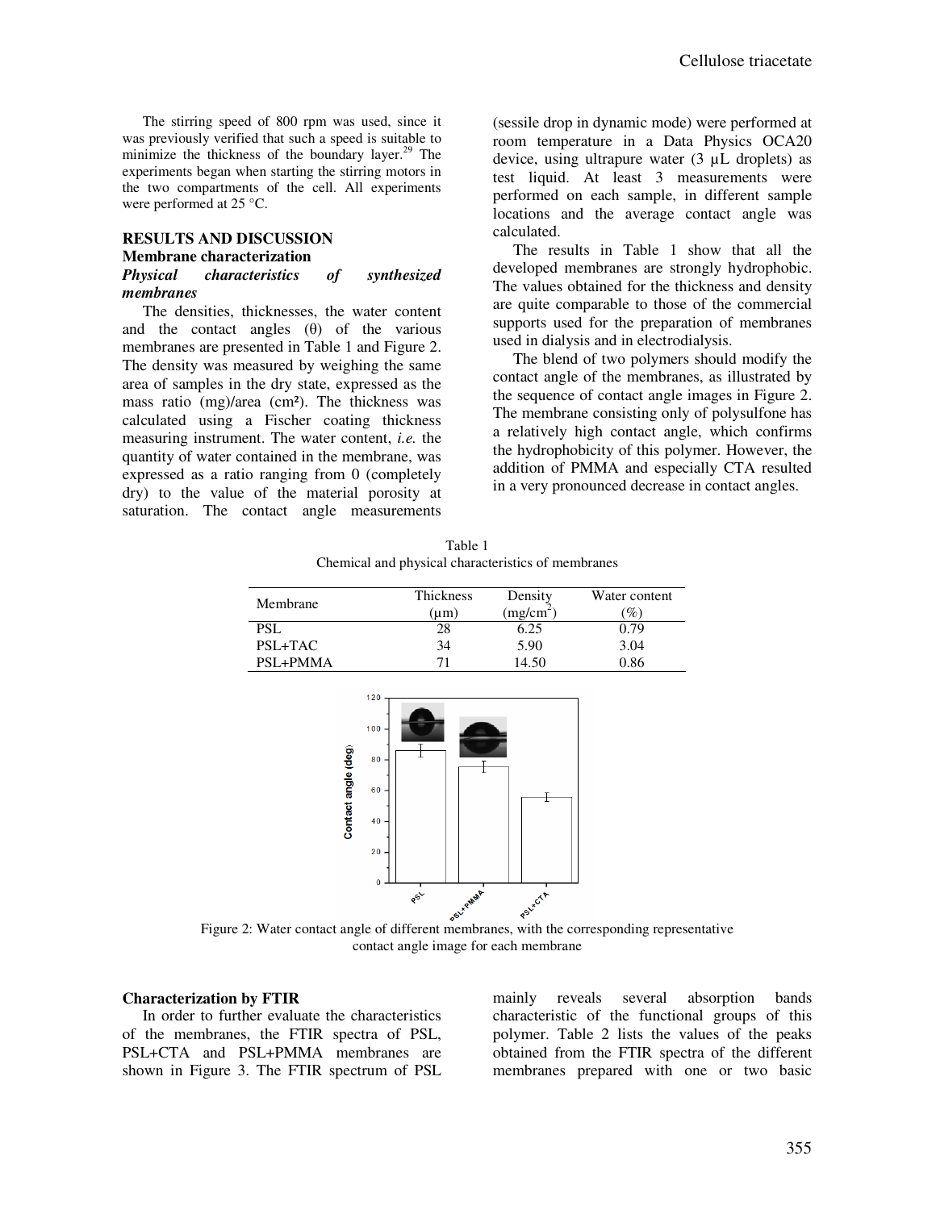The stirring speed of 800 rpm was used, since it was previously verified that such a speed is suitable to minimize the thickness of the boundary layer.[29] The experiments began when starting the stirring motors in the two compartments of the cell. All experiments were performed at 25 °C.

## RESULTS AND DISCUSSION

### Membrane characterization

#### *Physical characteristics of synthesized membranes*

The densities, thicknesses, the water content and the contact angles (θ) of the various membranes are presented in Table 1 and Figure 2. The density was measured by weighing the same area of samples in the dry state, expressed as the mass ratio (mg)/area (cm²). The thickness was calculated using a Fischer coating thickness measuring instrument. The water content, *i.e.* the quantity of water contained in the membrane, was expressed as a ratio ranging from 0 (completely dry) to the value of the material porosity at saturation. The contact angle measurements (sessile drop in dynamic mode) were performed at room temperature in a Data Physics OCA20 device, using ultrapure water (3 µL droplets) as test liquid. At least 3 measurements were performed on each sample, in different sample locations and the average contact angle was calculated.

The results in Table 1 show that all the developed membranes are strongly hydrophobic. The values obtained for the thickness and density are quite comparable to those of the commercial supports used for the preparation of membranes used in dialysis and in electrodialysis.

The blend of two polymers should modify the contact angle of the membranes, as illustrated by the sequence of contact angle images in Figure 2. The membrane consisting only of polysulfone has a relatively high contact angle, which confirms the hydrophobicity of this polymer. However, the addition of PMMA and especially CTA resulted in a very pronounced decrease in contact angles.

Table 1
Chemical and physical characteristics of membranes

| Membrane | Thickness (µm) | Density ($mg/cm^2$) | Water content (%) |
|---|---|---|---|
| PSL | 28 | 6.25 | 0.79 |
| PSL+TAC | 34 | 5.90 | 3.04 |
| PSL+PMMA | 71 | 14.50 | 0.86 |

Figure 2: Water contact angle of different membranes, with the corresponding representative contact angle image for each membrane

### Characterization by FTIR

In order to further evaluate the characteristics of the membranes, the FTIR spectra of PSL, PSL+CTA and PSL+PMMA membranes are shown in Figure 3. The FTIR spectrum of PSL mainly reveals several absorption bands characteristic of the functional groups of this polymer. Table 2 lists the values of the peaks obtained from the FTIR spectra of the different membranes prepared with one or two basic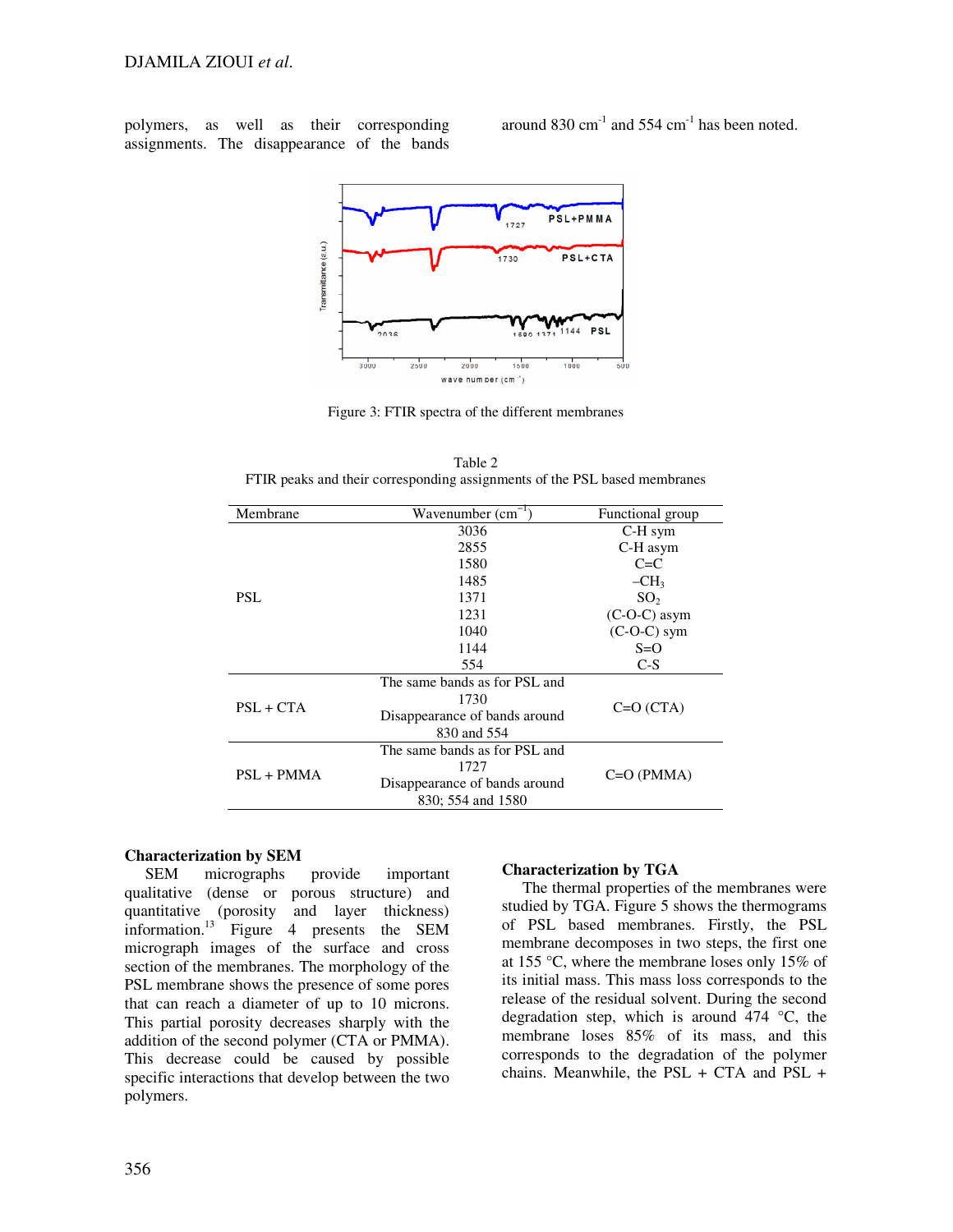polymers, as well as their corresponding assignments. The disappearance of the bands around 830 $cm^{-1}$ and 554 $cm^{-1}$ has been noted.

Figure 3: FTIR spectra of the different membranes

Table 2
FTIR peaks and their corresponding assignments of the PSL based membranes

| Membrane | Wavenumber ($cm^{-1}$) | Functional group |
|---|---|---|
| PSL | 3036 | C-H sym |
| | 2855 | C-H asym |
| | 1580 | C=C |
| | 1485 | $-CH_3$ |
| | 1371 | $SO_2$ |
| | 1231 | (C-O-C) asym |
| | 1040 | (C-O-C) sym |
| | 1144 | S=O |
| | 554 | C-S |
| PSL + CTA | The same bands as for PSL and 1730 Disappearance of bands around 830 and 554 | C=O (CTA) |
| PSL + PMMA | The same bands as for PSL and 1727 Disappearance of bands around 830; 554 and 1580 | C=O (PMMA) |

### Characterization by SEM

SEM micrographs provide important qualitative (dense or porous structure) and quantitative (porosity and layer thickness) information.[13] Figure 4 presents the SEM micrograph images of the surface and cross section of the membranes. The morphology of the PSL membrane shows the presence of some pores that can reach a diameter of up to 10 microns. This partial porosity decreases sharply with the addition of the second polymer (CTA or PMMA). This decrease could be caused by possible specific interactions that develop between the two polymers.

### Characterization by TGA

The thermal properties of the membranes were studied by TGA. Figure 5 shows the thermograms of PSL based membranes. Firstly, the PSL membrane decomposes in two steps, the first one at 155 °C, where the membrane loses only 15% of its initial mass. This mass loss corresponds to the release of the residual solvent. During the second degradation step, which is around 474 °C, the membrane loses 85% of its mass, and this corresponds to the degradation of the polymer chains. Meanwhile, the PSL + CTA and PSL +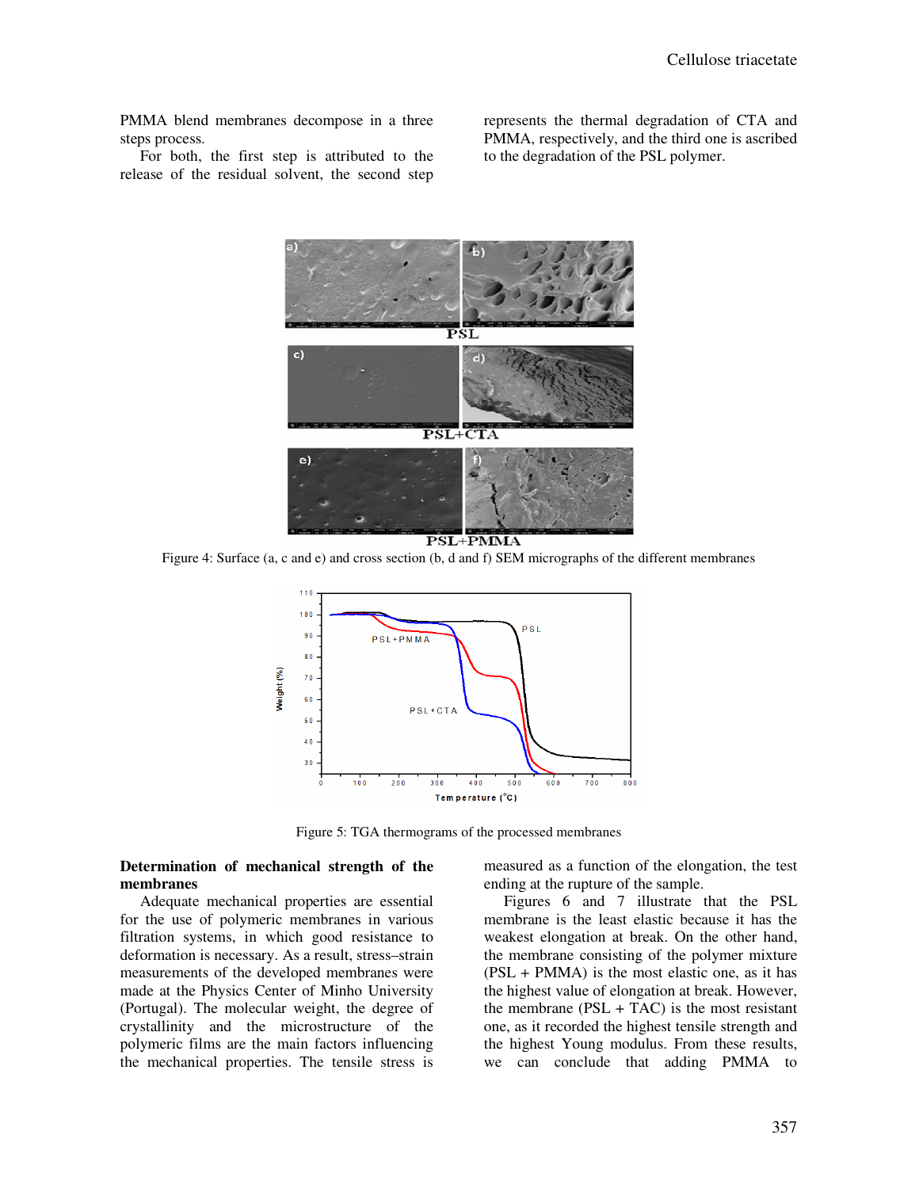PMMA blend membranes decompose in a three steps process.

For both, the first step is attributed to the release of the residual solvent, the second step represents the thermal degradation of CTA and PMMA, respectively, and the third one is ascribed to the degradation of the PSL polymer.

Figure 4: Surface (a, c and e) and cross section (b, d and f) SEM micrographs of the different membranes

Figure 5: TGA thermograms of the processed membranes

**Determination of mechanical strength of the membranes**

Adequate mechanical properties are essential for the use of polymeric membranes in various filtration systems, in which good resistance to deformation is necessary. As a result, stress–strain measurements of the developed membranes were made at the Physics Center of Minho University (Portugal). The molecular weight, the degree of crystallinity and the microstructure of the polymeric films are the main factors influencing the mechanical properties. The tensile stress is measured as a function of the elongation, the test ending at the rupture of the sample.

Figures 6 and 7 illustrate that the PSL membrane is the least elastic because it has the weakest elongation at break. On the other hand, the membrane consisting of the polymer mixture (PSL + PMMA) is the most elastic one, as it has the highest value of elongation at break. However, the membrane (PSL + TAC) is the most resistant one, as it recorded the highest tensile strength and the highest Young modulus. From these results, we can conclude that adding PMMA to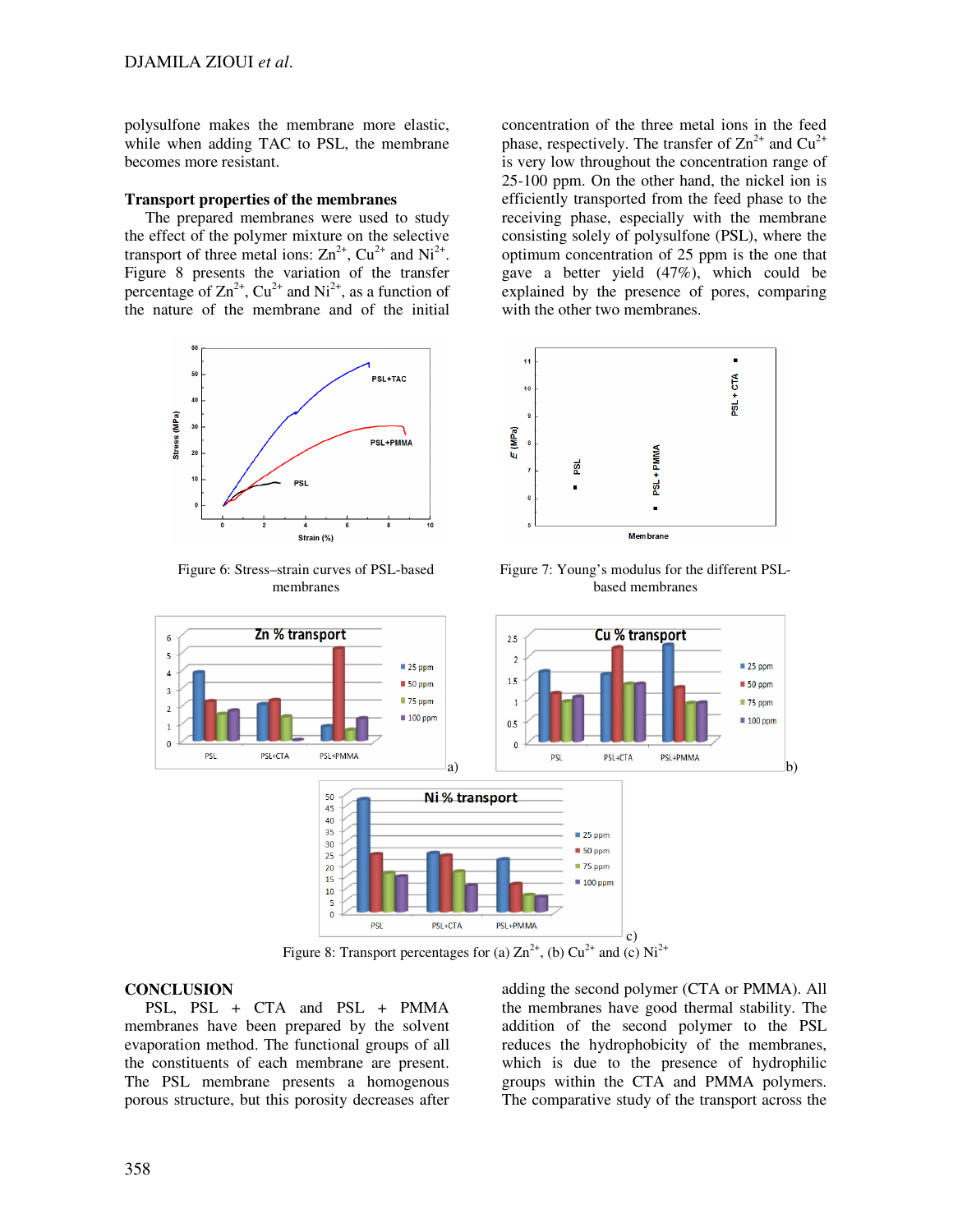polysulfone makes the membrane more elastic, while when adding TAC to PSL, the membrane becomes more resistant.

**Transport properties of the membranes**

The prepared membranes were used to study the effect of the polymer mixture on the selective transport of three metal ions: $Zn^{2+}$, $Cu^{2+}$ and $Ni^{2+}$. Figure 8 presents the variation of the transfer percentage of $Zn^{2+}$, $Cu^{2+}$ and $Ni^{2+}$, as a function of the nature of the membrane and of the initial concentration of the three metal ions in the feed phase, respectively. The transfer of $Zn^{2+}$ and $Cu^{2+}$ is very low throughout the concentration range of 25-100 ppm. On the other hand, the nickel ion is efficiently transported from the feed phase to the receiving phase, especially with the membrane consisting solely of polysulfone (PSL), where the optimum concentration of 25 ppm is the one that gave a better yield (47%), which could be explained by the presence of pores, comparing with the other two membranes.

Figure 6: Stress–strain curves of PSL-based membranes

Figure 7: Young's modulus for the different PSL-based membranes

Figure 8: Transport percentages for (a) $Zn^{2+}$, (b) $Cu^{2+}$ and (c) $Ni^{2+}$

**CONCLUSION**

PSL, PSL + CTA and PSL + PMMA membranes have been prepared by the solvent evaporation method. The functional groups of all the constituents of each membrane are present. The PSL membrane presents a homogenous porous structure, but this porosity decreases after adding the second polymer (CTA or PMMA). All the membranes have good thermal stability. The addition of the second polymer to the PSL reduces the hydrophobicity of the membranes, which is due to the presence of hydrophilic groups within the CTA and PMMA polymers. The comparative study of the transport across the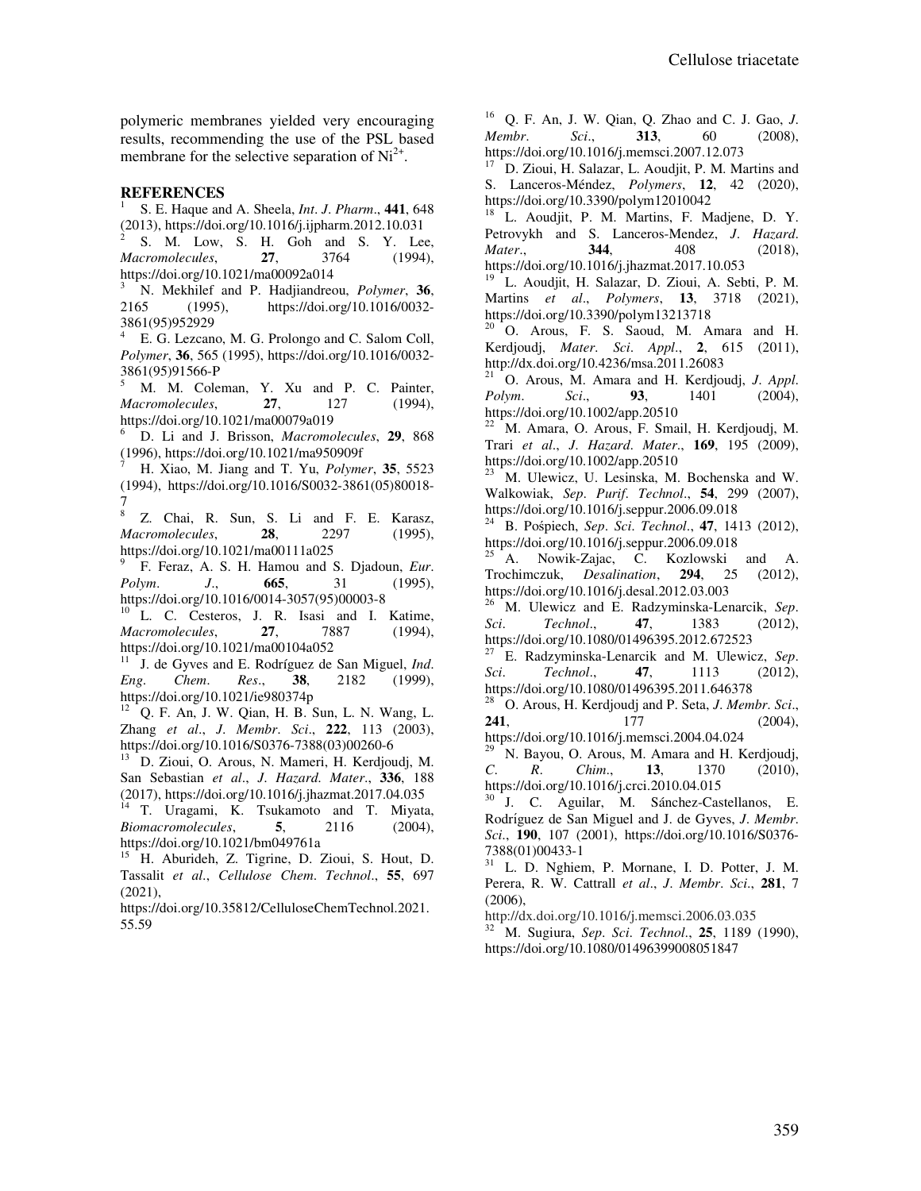polymeric membranes yielded very encouraging results, recommending the use of the PSL based membrane for the selective separation of $Ni^{2+}$.

## REFERENCES

[1] S. E. Haque and A. Sheela, *Int. J. Pharm.*, **441**, 648 (2013), https://doi.org/10.1016/j.ijpharm.2012.10.031

[2] S. M. Low, S. H. Goh and S. Y. Lee, *Macromolecules*, **27**, 3764 (1994), https://doi.org/10.1021/ma00092a014

[3] N. Mekhilef and P. Hadjiandreou, *Polymer*, **36**, 2165 (1995), https://doi.org/10.1016/0032-3861(95)952929

[4] E. G. Lezcano, M. G. Prolongo and C. Salom Coll, *Polymer*, **36**, 565 (1995), https://doi.org/10.1016/0032-3861(95)91566-P

[5] M. M. Coleman, Y. Xu and P. C. Painter, *Macromolecules*, **27**, 127 (1994), https://doi.org/10.1021/ma00079a019

[6] D. Li and J. Brisson, *Macromolecules*, **29**, 868 (1996), https://doi.org/10.1021/ma950909f

[7] H. Xiao, M. Jiang and T. Yu, *Polymer*, **35**, 5523 (1994), https://doi.org/10.1016/S0032-3861(05)80018-7

[8] Z. Chai, R. Sun, S. Li and F. E. Karasz, *Macromolecules*, **28**, 2297 (1995), https://doi.org/10.1021/ma00111a025

[9] F. Feraz, A. S. H. Hamou and S. Djadoun, *Eur. Polym. J.*, **665**, 31 (1995), https://doi.org/10.1016/0014-3057(95)00003-8

[10] L. C. Cesteros, J. R. Isasi and I. Katime, *Macromolecules*, **27**, 7887 (1994), https://doi.org/10.1021/ma00104a052

[11] J. de Gyves and E. Rodríguez de San Miguel, *Ind. Eng. Chem. Res.*, **38**, 2182 (1999), https://doi.org/10.1021/ie980374p

[12] Q. F. An, J. W. Qian, H. B. Sun, L. N. Wang, L. Zhang *et al.*, *J. Membr. Sci.*, **222**, 113 (2003), https://doi.org/10.1016/S0376-7388(03)00260-6

[13] D. Zioui, O. Arous, N. Mameri, H. Kerdjoudj, M. San Sebastian *et al.*, *J. Hazard. Mater.*, **336**, 188 (2017), https://doi.org/10.1016/j.jhazmat.2017.04.035

[14] T. Uragami, K. Tsukamoto and T. Miyata, *Biomacromolecules*, **5**, 2116 (2004), https://doi.org/10.1021/bm049761a

[15] H. Aburideh, Z. Tigrine, D. Zioui, S. Hout, D. Tassalit *et al.*, *Cellulose Chem. Technol.*, **55**, 697 (2021), https://doi.org/10.35812/CelluloseChemTechnol.2021.55.59

[16] Q. F. An, J. W. Qian, Q. Zhao and C. J. Gao, *J. Membr. Sci.*, **313**, 60 (2008), https://doi.org/10.1016/j.memsci.2007.12.073

[17] D. Zioui, H. Salazar, L. Aoudjit, P. M. Martins and S. Lanceros-Méndez, *Polymers*, **12**, 42 (2020), https://doi.org/10.3390/polym12010042

[18] L. Aoudjit, P. M. Martins, F. Madjene, D. Y. Petrovykh and S. Lanceros-Mendez, *J. Hazard. Mater.*, **344**, 408 (2018), https://doi.org/10.1016/j.jhazmat.2017.10.053

[19] L. Aoudjit, H. Salazar, D. Zioui, A. Sebti, P. M. Martins *et al.*, *Polymers*, **13**, 3718 (2021), https://doi.org/10.3390/polym13213718

[20] O. Arous, F. S. Saoud, M. Amara and H. Kerdjoudj, *Mater. Sci. Appl.*, **2**, 615 (2011), http://dx.doi.org/10.4236/msa.2011.26083

[21] O. Arous, M. Amara and H. Kerdjoudj, *J. Appl. Polym. Sci.*, **93**, 1401 (2004), https://doi.org/10.1002/app.20510

[22] M. Amara, O. Arous, F. Smail, H. Kerdjoudj, M. Trari *et al.*, *J. Hazard. Mater.*, **169**, 195 (2009), https://doi.org/10.1002/app.20510

[23] M. Ulewicz, U. Lesinska, M. Bochenska and W. Walkowiak, *Sep. Purif. Technol.*, **54**, 299 (2007), https://doi.org/10.1016/j.seppur.2006.09.018

[24] B. Pośpiech, *Sep. Sci. Technol.*, **47**, 1413 (2012), https://doi.org/10.1016/j.seppur.2006.09.018

[25] A. Nowik-Zajac, C. Kozlowski and A. Trochimczuk, *Desalination*, **294**, 25 (2012), https://doi.org/10.1016/j.desal.2012.03.003

[26] M. Ulewicz and E. Radzyminska-Lenarcik, *Sep. Sci. Technol.*, **47**, 1383 (2012), https://doi.org/10.1080/01496395.2012.672523

[27] E. Radzyminska-Lenarcik and M. Ulewicz, *Sep. Sci. Technol.*, **47**, 1113 (2012), https://doi.org/10.1080/01496395.2011.646378

[28] O. Arous, H. Kerdjoudj and P. Seta, *J. Membr. Sci.*, **241**, 177 (2004), https://doi.org/10.1016/j.memsci.2004.04.024

[29] N. Bayou, O. Arous, M. Amara and H. Kerdjoudj, *C. R. Chim.*, **13**, 1370 (2010), https://doi.org/10.1016/j.crci.2010.04.015

[30] J. C. Aguilar, M. Sánchez-Castellanos, E. Rodríguez de San Miguel and J. de Gyves, *J. Membr. Sci.*, **190**, 107 (2001), https://doi.org/10.1016/S0376-7388(01)00433-1

[31] L. D. Nghiem, P. Mornane, I. D. Potter, J. M. Perera, R. W. Cattrall *et al.*, *J. Membr. Sci.*, **281**, 7 (2006), http://dx.doi.org/10.1016/j.memsci.2006.03.035

[32] M. Sugiura, *Sep. Sci. Technol.*, **25**, 1189 (1990), https://doi.org/10.1080/01496399008051847